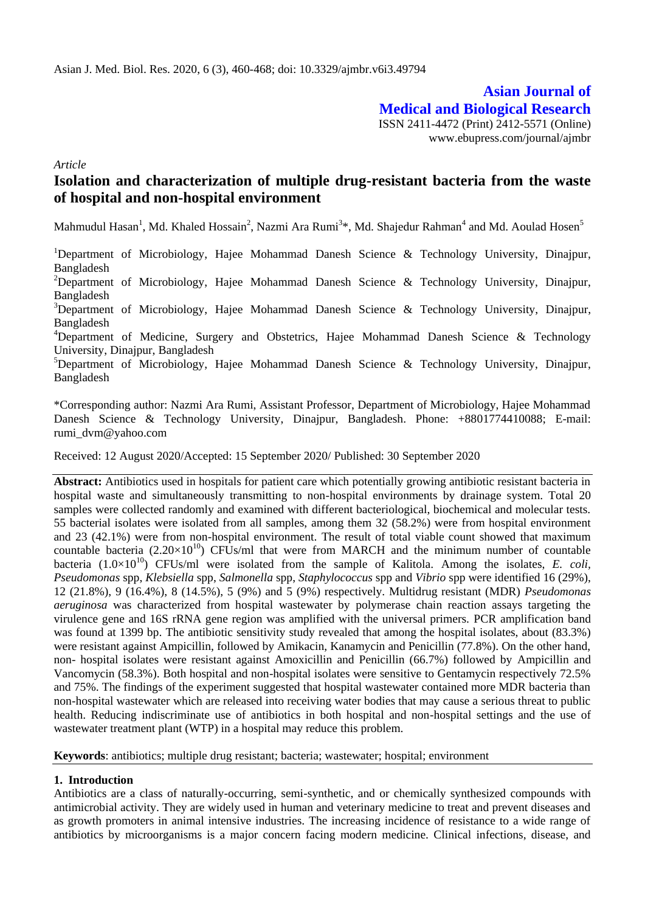**Asian Journal of Medical and Biological Research**

ISSN 2411-4472 (Print) 2412-5571 (Online)
www.ebupress.com/journal/ajmbr

*Article*

# Isolation and characterization of multiple drug-resistant bacteria from the waste of hospital and non-hospital environment

Mahmudul Hasan[1], Md. Khaled Hossain[2], Nazmi Ara Rumi[3]*, Md. Shajedur Rahman[4] and Md. Aoulad Hosen[5]

[1]Department of Microbiology, Hajee Mohammad Danesh Science & Technology University, Dinajpur, Bangladesh

[2]Department of Microbiology, Hajee Mohammad Danesh Science & Technology University, Dinajpur, Bangladesh

[3]Department of Microbiology, Hajee Mohammad Danesh Science & Technology University, Dinajpur, Bangladesh

[4]Department of Medicine, Surgery and Obstetrics, Hajee Mohammad Danesh Science & Technology University, Dinajpur, Bangladesh

[5]Department of Microbiology, Hajee Mohammad Danesh Science & Technology University, Dinajpur, Bangladesh

*Corresponding author: Nazmi Ara Rumi, Assistant Professor, Department of Microbiology, Hajee Mohammad Danesh Science & Technology University, Dinajpur, Bangladesh. Phone: +8801774410088; E-mail: rumi_dvm@yahoo.com

Received: 12 August 2020/Accepted: 15 September 2020/ Published: 30 September 2020

**Abstract:** Antibiotics used in hospitals for patient care which potentially growing antibiotic resistant bacteria in hospital waste and simultaneously transmitting to non-hospital environments by drainage system. Total 20 samples were collected randomly and examined with different bacteriological, biochemical and molecular tests. 55 bacterial isolates were isolated from all samples, among them 32 (58.2%) were from hospital environment and 23 (42.1%) were from non-hospital environment. The result of total viable count showed that maximum countable bacteria ($2.20\times10^{10}$) CFUs/ml that were from MARCH and the minimum number of countable bacteria ($1.0\times10^{10}$) CFUs/ml were isolated from the sample of Kalitola. Among the isolates, *E. coli*, *Pseudomonas* spp, *Klebsiella* spp, *Salmonella* spp, *Staphylococcus* spp and *Vibrio* spp were identified 16 (29%), 12 (21.8%), 9 (16.4%), 8 (14.5%), 5 (9%) and 5 (9%) respectively. Multidrug resistant (MDR) *Pseudomonas aeruginosa* was characterized from hospital wastewater by polymerase chain reaction assays targeting the virulence gene and 16S rRNA gene region was amplified with the universal primers. PCR amplification band was found at 1399 bp. The antibiotic sensitivity study revealed that among the hospital isolates, about (83.3%) were resistant against Ampicillin, followed by Amikacin, Kanamycin and Penicillin (77.8%). On the other hand, non- hospital isolates were resistant against Amoxicillin and Penicillin (66.7%) followed by Ampicillin and Vancomycin (58.3%). Both hospital and non-hospital isolates were sensitive to Gentamycin respectively 72.5% and 75%. The findings of the experiment suggested that hospital wastewater contained more MDR bacteria than non-hospital wastewater which are released into receiving water bodies that may cause a serious threat to public health. Reducing indiscriminate use of antibiotics in both hospital and non-hospital settings and the use of wastewater treatment plant (WTP) in a hospital may reduce this problem.

**Keywords**: antibiotics; multiple drug resistant; bacteria; wastewater; hospital; environment

## 1. Introduction

Antibiotics are a class of naturally-occurring, semi-synthetic, and or chemically synthesized compounds with antimicrobial activity. They are widely used in human and veterinary medicine to treat and prevent diseases and as growth promoters in animal intensive industries. The increasing incidence of resistance to a wide range of antibiotics by microorganisms is a major concern facing modern medicine. Clinical infections, disease, and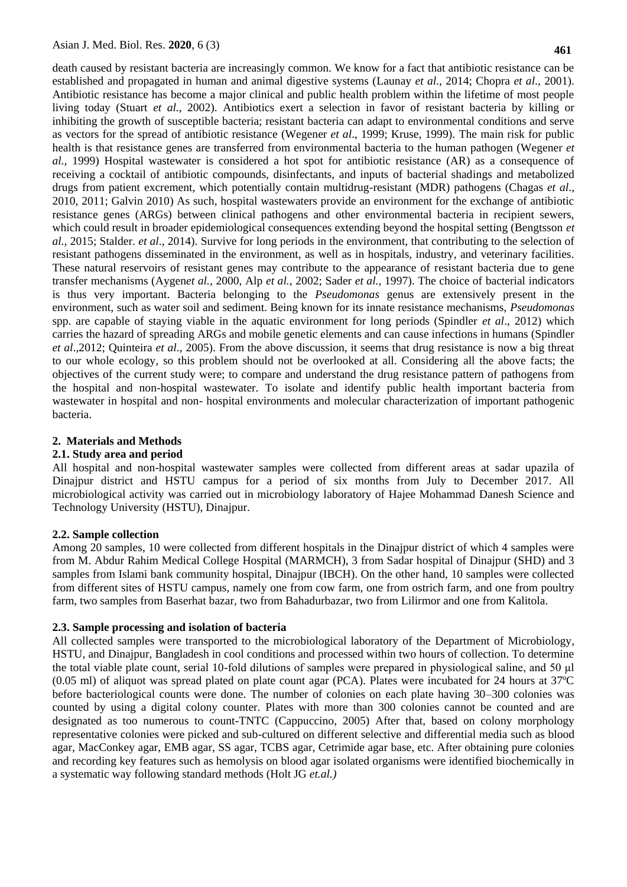death caused by resistant bacteria are increasingly common. We know for a fact that antibiotic resistance can be established and propagated in human and animal digestive systems (Launay *et al.*, 2014; Chopra *et al*., 2001). Antibiotic resistance has become a major clinical and public health problem within the lifetime of most people living today (Stuart *et al.*, 2002). Antibiotics exert a selection in favor of resistant bacteria by killing or inhibiting the growth of susceptible bacteria; resistant bacteria can adapt to environmental conditions and serve as vectors for the spread of antibiotic resistance (Wegener *et al*., 1999; Kruse, 1999). The main risk for public health is that resistance genes are transferred from environmental bacteria to the human pathogen (Wegener *et al.,* 1999) Hospital wastewater is considered a hot spot for antibiotic resistance (AR) as a consequence of receiving a cocktail of antibiotic compounds, disinfectants, and inputs of bacterial shadings and metabolized drugs from patient excrement, which potentially contain multidrug-resistant (MDR) pathogens (Chagas *et al*., 2010, 2011; Galvin 2010) As such, hospital wastewaters provide an environment for the exchange of antibiotic resistance genes (ARGs) between clinical pathogens and other environmental bacteria in recipient sewers, which could result in broader epidemiological consequences extending beyond the hospital setting (Bengtsson *et al.,* 2015; Stalder. *et al*., 2014). Survive for long periods in the environment, that contributing to the selection of resistant pathogens disseminated in the environment, as well as in hospitals, industry, and veterinary facilities. These natural reservoirs of resistant genes may contribute to the appearance of resistant bacteria due to gene transfer mechanisms (Aygen*et al.*, 2000, Alp *et al.,* 2002; Sader *et al.,* 1997). The choice of bacterial indicators is thus very important. Bacteria belonging to the *Pseudomonas* genus are extensively present in the environment, such as water soil and sediment. Being known for its innate resistance mechanisms, *Pseudomonas* spp. are capable of staying viable in the aquatic environment for long periods (Spindler *et al*., 2012) which carries the hazard of spreading ARGs and mobile genetic elements and can cause infections in humans (Spindler *et al*.,2012; Quinteira *et al*., 2005). From the above discussion, it seems that drug resistance is now a big threat to our whole ecology, so this problem should not be overlooked at all. Considering all the above facts; the objectives of the current study were; to compare and understand the drug resistance pattern of pathogens from the hospital and non-hospital wastewater. To isolate and identify public health important bacteria from wastewater in hospital and non- hospital environments and molecular characterization of important pathogenic bacteria.

## 2. Materials and Methods

### 2.1. Study area and period

All hospital and non-hospital wastewater samples were collected from different areas at sadar upazila of Dinajpur district and HSTU campus for a period of six months from July to December 2017. All microbiological activity was carried out in microbiology laboratory of Hajee Mohammad Danesh Science and Technology University (HSTU), Dinajpur.

### 2.2. Sample collection

Among 20 samples, 10 were collected from different hospitals in the Dinajpur district of which 4 samples were from M. Abdur Rahim Medical College Hospital (MARMCH), 3 from Sadar hospital of Dinajpur (SHD) and 3 samples from Islami bank community hospital, Dinajpur (IBCH). On the other hand, 10 samples were collected from different sites of HSTU campus, namely one from cow farm, one from ostrich farm, and one from poultry farm, two samples from Baserhat bazar, two from Bahadurbazar, two from Lilirmor and one from Kalitola.

### 2.3. Sample processing and isolation of bacteria

All collected samples were transported to the microbiological laboratory of the Department of Microbiology, HSTU, and Dinajpur, Bangladesh in cool conditions and processed within two hours of collection. To determine the total viable plate count, serial 10-fold dilutions of samples were prepared in physiological saline, and 50 μl (0.05 ml) of aliquot was spread plated on plate count agar (PCA). Plates were incubated for 24 hours at 37ºC before bacteriological counts were done. The number of colonies on each plate having 30–300 colonies was counted by using a digital colony counter. Plates with more than 300 colonies cannot be counted and are designated as too numerous to count-TNTC (Cappuccino, 2005) After that, based on colony morphology representative colonies were picked and sub-cultured on different selective and differential media such as blood agar, MacConkey agar, EMB agar, SS agar, TCBS agar, Cetrimide agar base, etc. After obtaining pure colonies and recording key features such as hemolysis on blood agar isolated organisms were identified biochemically in a systematic way following standard methods (Holt JG *et.al.)*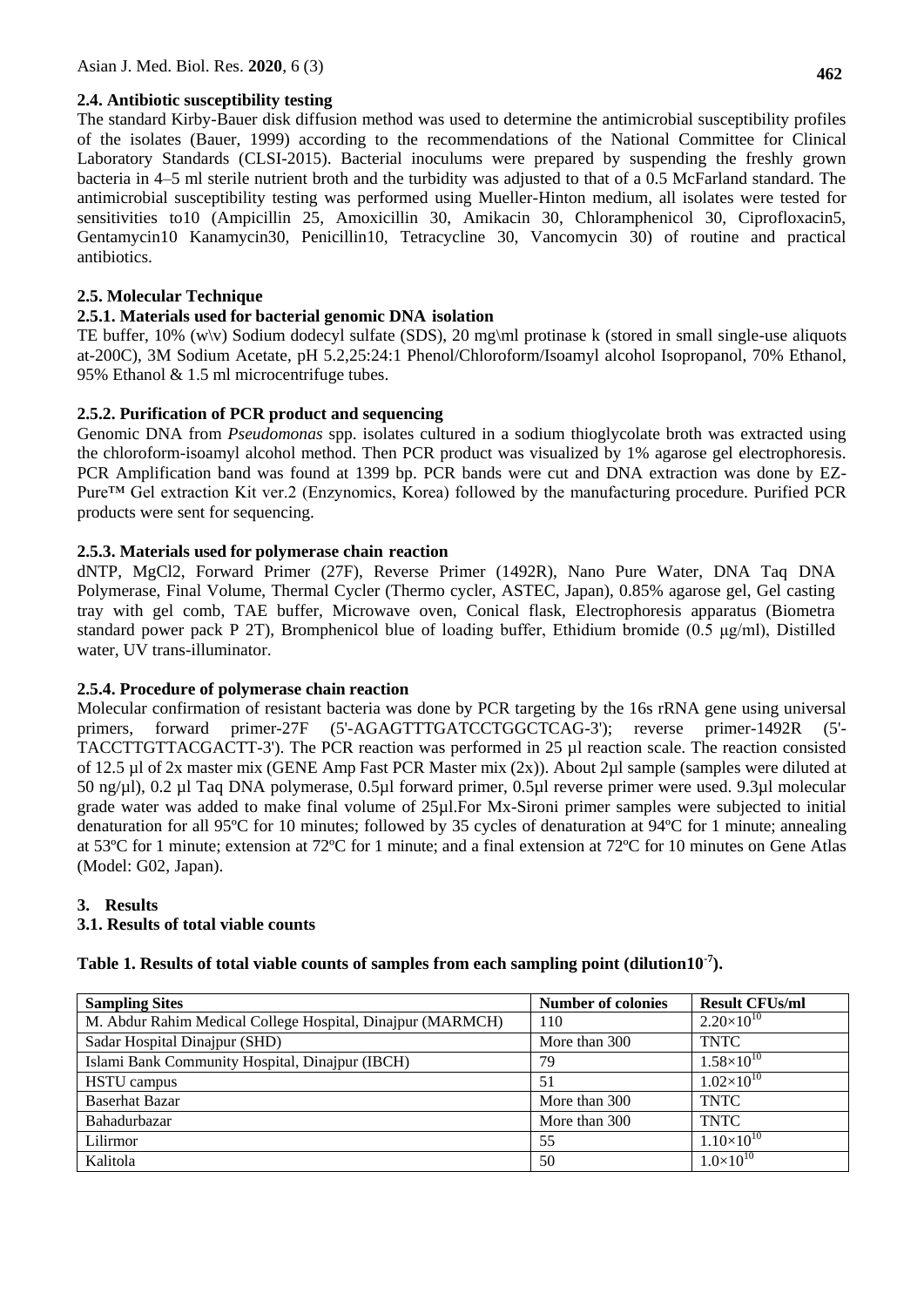### 2.4. Antibiotic susceptibility testing

The standard Kirby-Bauer disk diffusion method was used to determine the antimicrobial susceptibility profiles of the isolates (Bauer, 1999) according to the recommendations of the National Committee for Clinical Laboratory Standards (CLSI-2015). Bacterial inoculums were prepared by suspending the freshly grown bacteria in 4–5 ml sterile nutrient broth and the turbidity was adjusted to that of a 0.5 McFarland standard. The antimicrobial susceptibility testing was performed using Mueller-Hinton medium, all isolates were tested for sensitivities to10 (Ampicillin 25, Amoxicillin 30, Amikacin 30, Chloramphenicol 30, Ciprofloxacin5, Gentamycin10 Kanamycin30, Penicillin10, Tetracycline 30, Vancomycin 30) of routine and practical antibiotics.

### 2.5. Molecular Technique

### 2.5.1. Materials used for bacterial genomic DNA isolation

TE buffer, 10% (w\v) Sodium dodecyl sulfate (SDS), 20 mg\ml protinase k (stored in small single-use aliquots at-200C), 3M Sodium Acetate, pH 5.2,25:24:1 Phenol/Chloroform/Isoamyl alcohol Isopropanol, 70% Ethanol, 95% Ethanol & 1.5 ml microcentrifuge tubes.

### 2.5.2. Purification of PCR product and sequencing

Genomic DNA from *Pseudomonas* spp. isolates cultured in a sodium thioglycolate broth was extracted using the chloroform-isoamyl alcohol method. Then PCR product was visualized by 1% agarose gel electrophoresis. PCR Amplification band was found at 1399 bp. PCR bands were cut and DNA extraction was done by EZ-Pure™ Gel extraction Kit ver.2 (Enzynomics, Korea) followed by the manufacturing procedure. Purified PCR products were sent for sequencing.

### 2.5.3. Materials used for polymerase chain reaction

dNTP, MgCl2, Forward Primer (27F), Reverse Primer (1492R), Nano Pure Water, DNA Taq DNA Polymerase, Final Volume, Thermal Cycler (Thermo cycler, ASTEC, Japan), 0.85% agarose gel, Gel casting tray with gel comb, TAE buffer, Microwave oven, Conical flask, Electrophoresis apparatus (Biometra standard power pack P 2T), Bromphenicol blue of loading buffer, Ethidium bromide (0.5 µg/ml), Distilled water, UV trans-illuminator.

### 2.5.4. Procedure of polymerase chain reaction

Molecular confirmation of resistant bacteria was done by PCR targeting by the 16s rRNA gene using universal primers, forward primer-27F (5'-AGAGTTTGATCCTGGCTCAG-3'); reverse primer-1492R (5'-TACCTTGTTACGACTT-3'). The PCR reaction was performed in 25 µl reaction scale. The reaction consisted of 12.5 µl of 2x master mix (GENE Amp Fast PCR Master mix (2x)). About 2µl sample (samples were diluted at 50 ng/µl), 0.2 µl Taq DNA polymerase, 0.5µl forward primer, 0.5µl reverse primer were used. 9.3µl molecular grade water was added to make final volume of 25µl.For Mx-Sironi primer samples were subjected to initial denaturation for all 95ºC for 10 minutes; followed by 35 cycles of denaturation at 94ºC for 1 minute; annealing at 53ºC for 1 minute; extension at 72ºC for 1 minute; and a final extension at 72ºC for 10 minutes on Gene Atlas (Model: G02, Japan).

## 3. Results

### 3.1. Results of total viable counts

**Table 1. Results of total viable counts of samples from each sampling point (dilution$10^{-7}$).**

| Sampling Sites | Number of colonies | Result CFUs/ml |
|---|---|---|
| M. Abdur Rahim Medical College Hospital, Dinajpur (MARMCH) | 110 | $2.20\times10^{10}$ |
| Sadar Hospital Dinajpur (SHD) | More than 300 | TNTC |
| Islami Bank Community Hospital, Dinajpur (IBCH) | 79 | $1.58\times10^{10}$ |
| HSTU campus | 51 | $1.02\times10^{10}$ |
| Baserhat Bazar | More than 300 | TNTC |
| Bahadurbazar | More than 300 | TNTC |
| Lilirmor | 55 | $1.10\times10^{10}$ |
| Kalitola | 50 | $1.0\times10^{10}$ |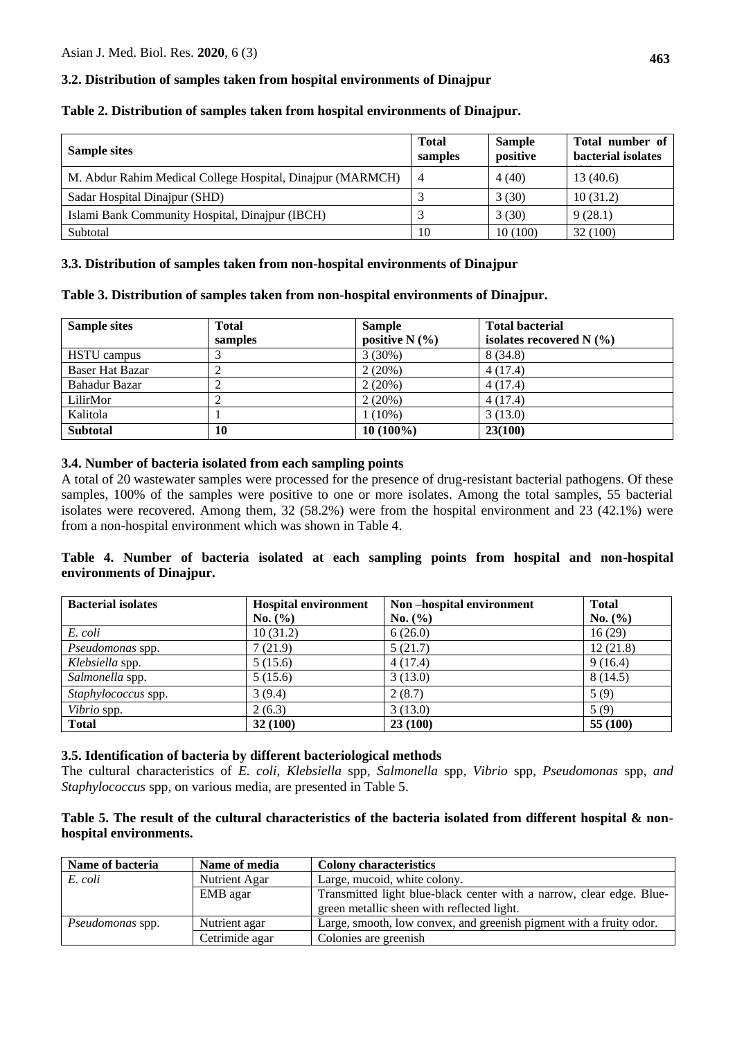### 3.2. Distribution of samples taken from hospital environments of Dinajpur

**Table 2. Distribution of samples taken from hospital environments of Dinajpur.**

| Sample sites | Total samples | Sample positive | Total number of bacterial isolates |
|---|---|---|---|
| M. Abdur Rahim Medical College Hospital, Dinajpur (MARMCH) | 4 | 4 (40) | 13 (40.6) |
| Sadar Hospital Dinajpur (SHD) | 3 | 3 (30) | 10 (31.2) |
| Islami Bank Community Hospital, Dinajpur (IBCH) | 3 | 3 (30) | 9 (28.1) |
| Subtotal | 10 | 10 (100) | 32 (100) |

### 3.3. Distribution of samples taken from non-hospital environments of Dinajpur

**Table 3. Distribution of samples taken from non-hospital environments of Dinajpur.**

| Sample sites | Total samples | Sample positive N (%) | Total bacterial isolates recovered N (%) |
|---|---|---|---|
| HSTU campus | 3 | 3 (30%) | 8 (34.8) |
| Baser Hat Bazar | 2 | 2 (20%) | 4 (17.4) |
| Bahadur Bazar | 2 | 2 (20%) | 4 (17.4) |
| LilirMor | 2 | 2 (20%) | 4 (17.4) |
| Kalitola | 1 | 1 (10%) | 3 (13.0) |
| **Subtotal** | **10** | **10 (100%)** | **23(100)** |

### 3.4. Number of bacteria isolated from each sampling points

A total of 20 wastewater samples were processed for the presence of drug-resistant bacterial pathogens. Of these samples, 100% of the samples were positive to one or more isolates. Among the total samples, 55 bacterial isolates were recovered. Among them, 32 (58.2%) were from the hospital environment and 23 (42.1%) were from a non-hospital environment which was shown in Table 4.

**Table 4. Number of bacteria isolated at each sampling points from hospital and non-hospital environments of Dinajpur.**

| Bacterial isolates | Hospital environment No. (%) | Non –hospital environment No. (%) | Total No. (%) |
|---|---|---|---|
| *E. coli* | 10 (31.2) | 6 (26.0) | 16 (29) |
| *Pseudomonas* spp. | 7 (21.9) | 5 (21.7) | 12 (21.8) |
| *Klebsiella* spp. | 5 (15.6) | 4 (17.4) | 9 (16.4) |
| *Salmonella* spp. | 5 (15.6) | 3 (13.0) | 8 (14.5) |
| *Staphylococcus* spp. | 3 (9.4) | 2 (8.7) | 5 (9) |
| *Vibrio* spp. | 2 (6.3) | 3 (13.0) | 5 (9) |
| **Total** | **32 (100)** | **23 (100)** | **55 (100)** |

### 3.5. Identification of bacteria by different bacteriological methods

The cultural characteristics of *E. coli, Klebsiella* spp, *Salmonella* spp, *Vibrio* spp, *Pseudomonas* spp, *and Staphylococcus* spp, on various media, are presented in Table 5.

**Table 5. The result of the cultural characteristics of the bacteria isolated from different hospital & non-hospital environments.**

| Name of bacteria | Name of media | Colony characteristics |
|---|---|---|
| *E. coli* | Nutrient Agar | Large, mucoid, white colony. |
| | EMB agar | Transmitted light blue-black center with a narrow, clear edge. Blue-green metallic sheen with reflected light. |
| *Pseudomonas* spp. | Nutrient agar | Large, smooth, low convex, and greenish pigment with a fruity odor. |
| | Cetrimide agar | Colonies are greenish |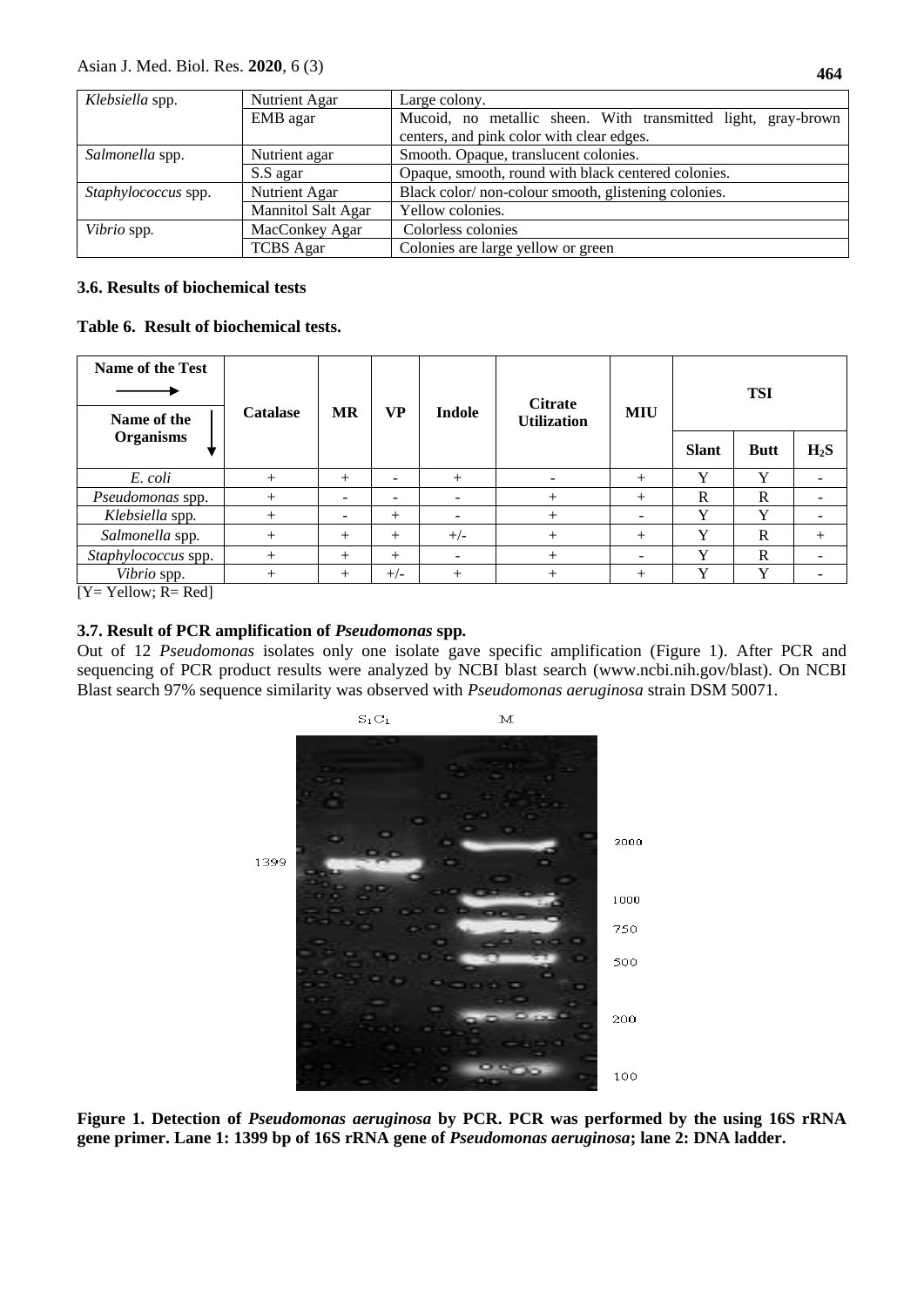| *Klebsiella* spp. | Nutrient Agar | Large colony. |
|---|---|---|
| | EMB agar | Mucoid, no metallic sheen. With transmitted light, gray-brown centers, and pink color with clear edges. |
| *Salmonella* spp. | Nutrient agar | Smooth. Opaque, translucent colonies. |
| | S.S agar | Opaque, smooth, round with black centered colonies. |
| *Staphylococcus* spp. | Nutrient Agar | Black color/ non-colour smooth, glistening colonies. |
| | Mannitol Salt Agar | Yellow colonies. |
| *Vibrio* spp. | MacConkey Agar | Colorless colonies |
| | TCBS Agar | Colonies are large yellow or green |

### 3.6. Results of biochemical tests

**Table 6. Result of biochemical tests.**

| Name of the Test → / Name of the Organisms ↓ | Catalase | MR | VP | Indole | Citrate Utilization | MIU | TSI | | |
|---|---|---|---|---|---|---|---|---|---|
| | | | | | | | Slant | Butt | $H_2S$ |
| *E. coli* | + | + | - | + | - | + | Y | Y | - |
| *Pseudomonas* spp. | + | - | - | - | + | + | R | R | - |
| *Klebsiella* spp. | + | - | + | - | + | - | Y | Y | - |
| *Salmonella* spp. | + | + | + | +/- | + | + | Y | R | + |
| *Staphylococcus* spp. | + | + | + | - | + | - | Y | R | - |
| *Vibrio* spp. | + | + | +/- | + | + | + | Y | Y | - |

[Y= Yellow; R= Red]

### 3.7. Result of PCR amplification of *Pseudomonas* spp.

Out of 12 *Pseudomonas* isolates only one isolate gave specific amplification (Figure 1). After PCR and sequencing of PCR product results were analyzed by NCBI blast search (www.ncbi.nih.gov/blast). On NCBI Blast search 97% sequence similarity was observed with *Pseudomonas aeruginosa* strain DSM 50071.

**Figure 1. Detection of *Pseudomonas aeruginosa* by PCR. PCR was performed by the using 16S rRNA gene primer. Lane 1: 1399 bp of 16S rRNA gene of *Pseudomonas aeruginosa*; lane 2: DNA ladder.**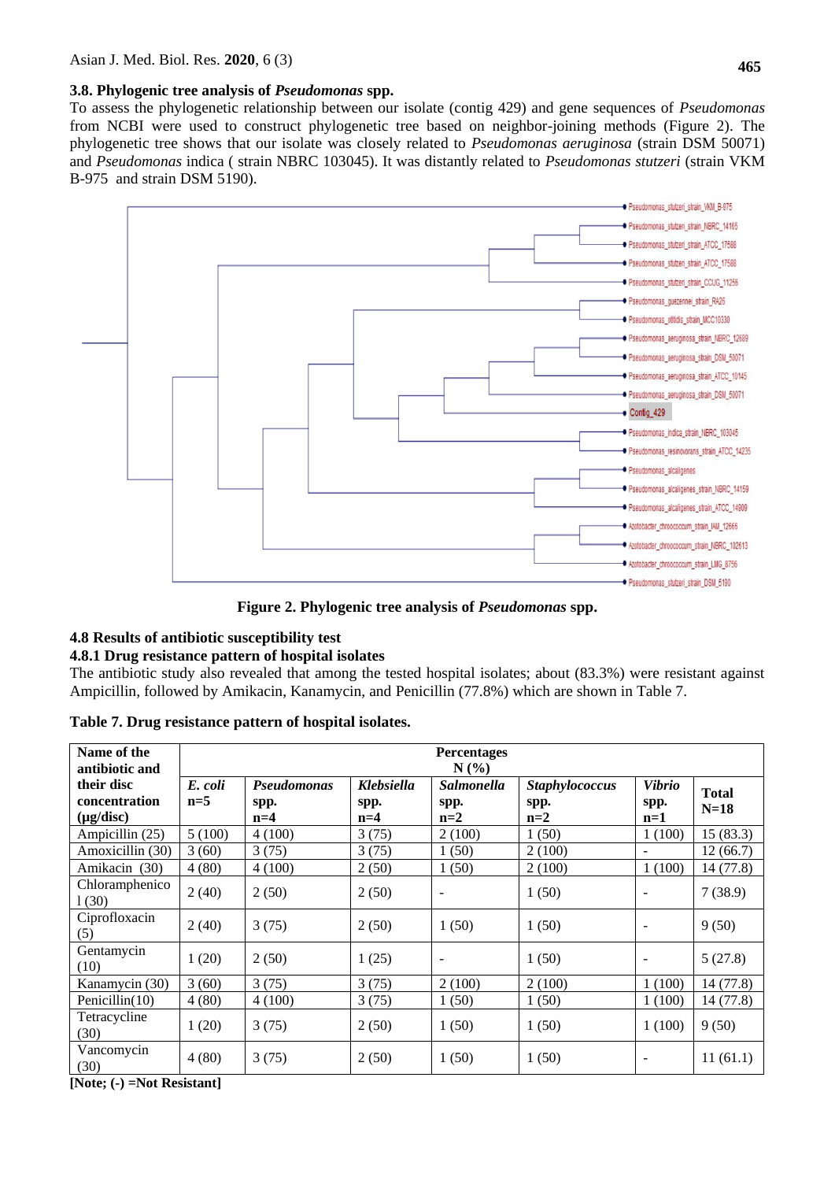### 3.8. Phylogenic tree analysis of *Pseudomonas* spp.

To assess the phylogenetic relationship between our isolate (contig 429) and gene sequences of *Pseudomonas* from NCBI were used to construct phylogenetic tree based on neighbor-joining methods (Figure 2). The phylogenetic tree shows that our isolate was closely related to *Pseudomonas aeruginosa* (strain DSM 50071) and *Pseudomonas* indica ( strain NBRC 103045). It was distantly related to *Pseudomonas stutzeri* (strain VKM B-975 and strain DSM 5190).

**Figure 2. Phylogenic tree analysis of *Pseudomonas* spp.**

### 4.8 Results of antibiotic susceptibility test

#### 4.8.1 Drug resistance pattern of hospital isolates

The antibiotic study also revealed that among the tested hospital isolates; about (83.3%) were resistant against Ampicillin, followed by Amikacin, Kanamycin, and Penicillin (77.8%) which are shown in Table 7.

**Table 7. Drug resistance pattern of hospital isolates.**

| Name of the antibiotic and their disc concentration (μg/disc) | Percentages N (%) | | | | | | |
|---|---|---|---|---|---|---|---|
| | ***E. coli*** **n=5** | ***Pseudomonas*** **spp. n=4** | ***Klebsiella*** **spp. n=4** | ***Salmonella*** **spp. n=2** | ***Staphylococcus*** **spp. n=2** | ***Vibrio*** **spp. n=1** | **Total N=18** |
| Ampicillin (25) | 5 (100) | 4 (100) | 3 (75) | 2 (100) | 1 (50) | 1 (100) | 15 (83.3) |
| Amoxicillin (30) | 3 (60) | 3 (75) | 3 (75) | 1 (50) | 2 (100) | - | 12 (66.7) |
| Amikacin (30) | 4 (80) | 4 (100) | 2 (50) | 1 (50) | 2 (100) | 1 (100) | 14 (77.8) |
| Chloramphenicol (30) | 2 (40) | 2 (50) | 2 (50) | - | 1 (50) | - | 7 (38.9) |
| Ciprofloxacin (5) | 2 (40) | 3 (75) | 2 (50) | 1 (50) | 1 (50) | - | 9 (50) |
| Gentamycin (10) | 1 (20) | 2 (50) | 1 (25) | - | 1 (50) | - | 5 (27.8) |
| Kanamycin (30) | 3 (60) | 3 (75) | 3 (75) | 2 (100) | 2 (100) | 1 (100) | 14 (77.8) |
| Penicillin(10) | 4 (80) | 4 (100) | 3 (75) | 1 (50) | 1 (50) | 1 (100) | 14 (77.8) |
| Tetracycline (30) | 1 (20) | 3 (75) | 2 (50) | 1 (50) | 1 (50) | 1 (100) | 9 (50) |
| Vancomycin (30) | 4 (80) | 3 (75) | 2 (50) | 1 (50) | 1 (50) | - | 11 (61.1) |

**[Note; (-) =Not Resistant]**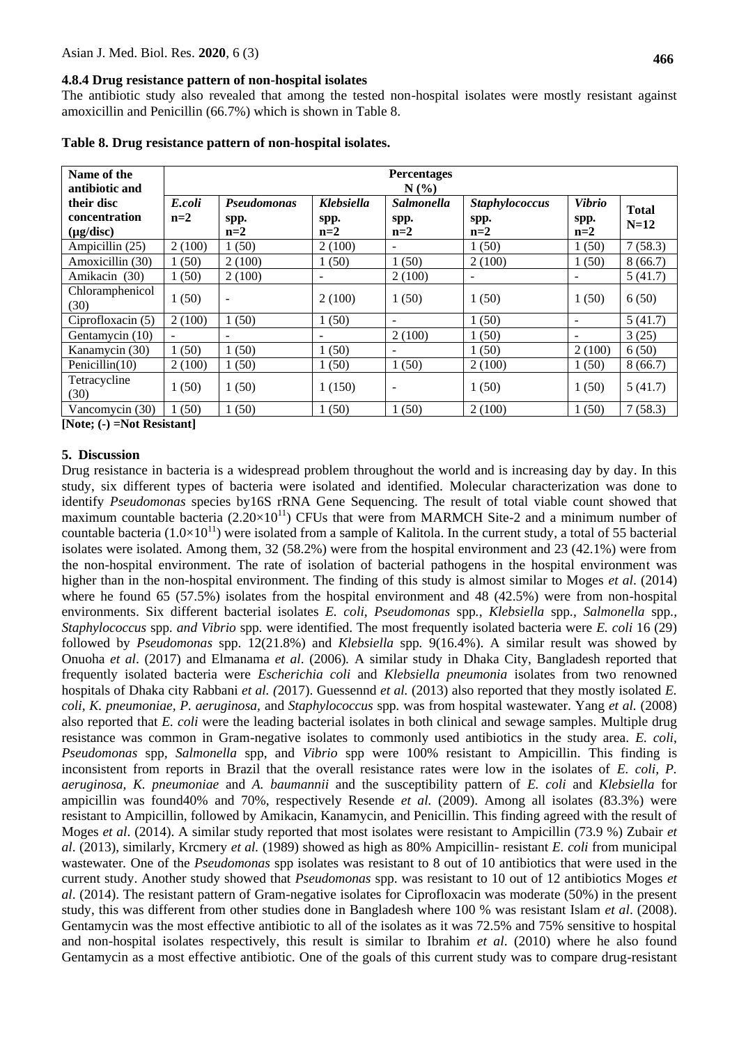### 4.8.4 Drug resistance pattern of non-hospital isolates

The antibiotic study also revealed that among the tested non-hospital isolates were mostly resistant against amoxicillin and Penicillin (66.7%) which is shown in Table 8.

**Table 8. Drug resistance pattern of non-hospital isolates.**

| Name of the antibiotic and their disc concentration (μg/disc) | Percentages N (%) | | | | | | |
|---|---|---|---|---|---|---|---|
| | ***E.coli*** **n=2** | ***Pseudomonas*** **spp. n=2** | ***Klebsiella*** **spp. n=2** | ***Salmonella*** **spp. n=2** | ***Staphylococcus*** **spp. n=2** | ***Vibrio*** **spp. n=2** | **Total N=12** |
| Ampicillin (25) | 2 (100) | 1 (50) | 2 (100) | - | 1 (50) | 1 (50) | 7 (58.3) |
| Amoxicillin (30) | 1 (50) | 2 (100) | 1 (50) | 1 (50) | 2 (100) | 1 (50) | 8 (66.7) |
| Amikacin (30) | 1 (50) | 2 (100) | - | 2 (100) | - | - | 5 (41.7) |
| Chloramphenicol (30) | 1 (50) | - | 2 (100) | 1 (50) | 1 (50) | 1 (50) | 6 (50) |
| Ciprofloxacin (5) | 2 (100) | 1 (50) | 1 (50) | - | 1 (50) | - | 5 (41.7) |
| Gentamycin (10) | - | - | - | 2 (100) | 1 (50) | - | 3 (25) |
| Kanamycin (30) | 1 (50) | 1 (50) | 1 (50) | - | 1 (50) | 2 (100) | 6 (50) |
| Penicillin(10) | 2 (100) | 1 (50) | 1 (50) | 1 (50) | 2 (100) | 1 (50) | 8 (66.7) |
| Tetracycline (30) | 1 (50) | 1 (50) | 1 (150) | - | 1 (50) | 1 (50) | 5 (41.7) |
| Vancomycin (30) | 1 (50) | 1 (50) | 1 (50) | 1 (50) | 2 (100) | 1 (50) | 7 (58.3) |

**[Note; (-) =Not Resistant]**

## 5. Discussion

Drug resistance in bacteria is a widespread problem throughout the world and is increasing day by day. In this study, six different types of bacteria were isolated and identified. Molecular characterization was done to identify *Pseudomonas* species by16S rRNA Gene Sequencing. The result of total viable count showed that maximum countable bacteria ($2.20\times10^{11}$) CFUs that were from MARMCH Site-2 and a minimum number of countable bacteria ($1.0\times10^{11}$) were isolated from a sample of Kalitola. In the current study, a total of 55 bacterial isolates were isolated. Among them, 32 (58.2%) were from the hospital environment and 23 (42.1%) were from the non-hospital environment. The rate of isolation of bacterial pathogens in the hospital environment was higher than in the non-hospital environment. The finding of this study is almost similar to Moges *et al*. (2014) where he found 65 (57.5%) isolates from the hospital environment and 48 (42.5%) were from non-hospital environments. Six different bacterial isolates *E. coli*, *Pseudomonas* spp*.*, *Klebsiella* spp*.*, *Salmonella* spp*.*, *Staphylococcus* spp*. and Vibrio* spp. were identified. The most frequently isolated bacteria were *E. coli* 16 (29) followed by *Pseudomonas* spp. 12(21.8%) and *Klebsiella* spp*.* 9(16.4%). A similar result was showed by Onuoha *et al*. (2017) and Elmanama *et al*. (2006)*.* A similar study in Dhaka City, Bangladesh reported that frequently isolated bacteria were *Escherichia coli* and *Klebsiella pneumonia* isolates from two renowned hospitals of Dhaka city Rabbani *et al. (*2017). Guessennd *et al.* (2013) also reported that they mostly isolated *E. coli, K. pneumoniae, P. aeruginosa,* and *Staphylococcus* spp. was from hospital wastewater. Yang *et al.* (2008) also reported that *E. coli* were the leading bacterial isolates in both clinical and sewage samples. Multiple drug resistance was common in Gram-negative isolates to commonly used antibiotics in the study area. *E. coli*, *Pseudomonas* spp, *Salmonella* spp, and *Vibrio* spp were 100% resistant to Ampicillin. This finding is inconsistent from reports in Brazil that the overall resistance rates were low in the isolates of *E. coli, P. aeruginosa, K. pneumoniae* and *A. baumannii* and the susceptibility pattern of *E. coli* and *Klebsiella* for ampicillin was found40% and 70%, respectively Resende *et al.* (2009). Among all isolates (83.3%) were resistant to Ampicillin, followed by Amikacin, Kanamycin, and Penicillin. This finding agreed with the result of Moges *et al*. (2014). A similar study reported that most isolates were resistant to Ampicillin (73.9 %) Zubair *et al*. (2013), similarly, Krcmery *et al.* (1989) showed as high as 80% Ampicillin- resistant *E. coli* from municipal wastewater. One of the *Pseudomonas* spp isolates was resistant to 8 out of 10 antibiotics that were used in the current study. Another study showed that *Pseudomonas* spp. was resistant to 10 out of 12 antibiotics Moges *et al*. (2014). The resistant pattern of Gram-negative isolates for Ciprofloxacin was moderate (50%) in the present study, this was different from other studies done in Bangladesh where 100 % was resistant Islam *et al*. (2008). Gentamycin was the most effective antibiotic to all of the isolates as it was 72.5% and 75% sensitive to hospital and non-hospital isolates respectively, this result is similar to Ibrahim *et al*. (2010) where he also found Gentamycin as a most effective antibiotic. One of the goals of this current study was to compare drug-resistant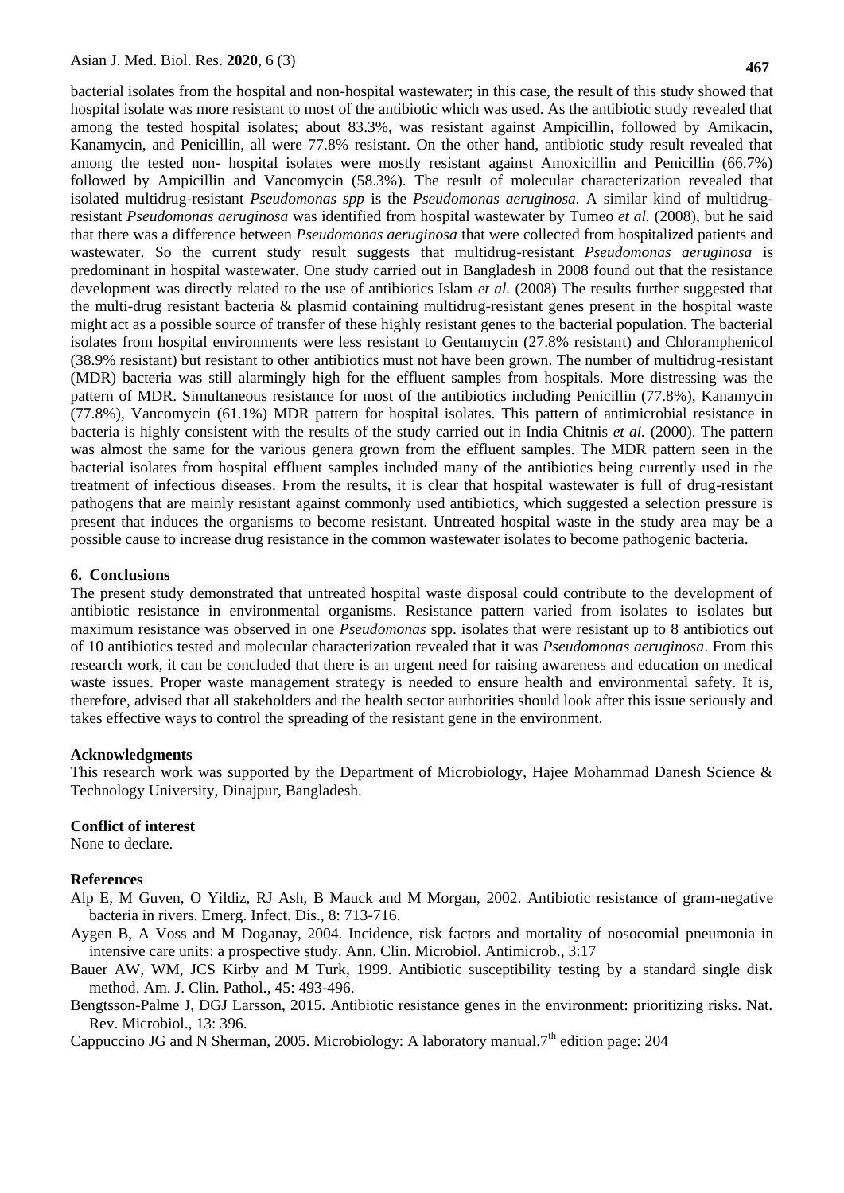bacterial isolates from the hospital and non-hospital wastewater; in this case, the result of this study showed that hospital isolate was more resistant to most of the antibiotic which was used. As the antibiotic study revealed that among the tested hospital isolates; about 83.3%, was resistant against Ampicillin, followed by Amikacin, Kanamycin, and Penicillin, all were 77.8% resistant. On the other hand, antibiotic study result revealed that among the tested non- hospital isolates were mostly resistant against Amoxicillin and Penicillin (66.7%) followed by Ampicillin and Vancomycin (58.3%). The result of molecular characterization revealed that isolated multidrug-resistant *Pseudomonas spp* is the *Pseudomonas aeruginosa.* A similar kind of multidrug-resistant *Pseudomonas aeruginosa* was identified from hospital wastewater by Tumeo *et al.* (2008), but he said that there was a difference between *Pseudomonas aeruginosa* that were collected from hospitalized patients and wastewater. So the current study result suggests that multidrug-resistant *Pseudomonas aeruginosa* is predominant in hospital wastewater. One study carried out in Bangladesh in 2008 found out that the resistance development was directly related to the use of antibiotics Islam *et al.* (2008) The results further suggested that the multi-drug resistant bacteria & plasmid containing multidrug-resistant genes present in the hospital waste might act as a possible source of transfer of these highly resistant genes to the bacterial population. The bacterial isolates from hospital environments were less resistant to Gentamycin (27.8% resistant) and Chloramphenicol (38.9% resistant) but resistant to other antibiotics must not have been grown. The number of multidrug-resistant (MDR) bacteria was still alarmingly high for the effluent samples from hospitals. More distressing was the pattern of MDR. Simultaneous resistance for most of the antibiotics including Penicillin (77.8%), Kanamycin (77.8%), Vancomycin (61.1%) MDR pattern for hospital isolates. This pattern of antimicrobial resistance in bacteria is highly consistent with the results of the study carried out in India Chitnis *et al.* (2000). The pattern was almost the same for the various genera grown from the effluent samples. The MDR pattern seen in the bacterial isolates from hospital effluent samples included many of the antibiotics being currently used in the treatment of infectious diseases. From the results, it is clear that hospital wastewater is full of drug-resistant pathogens that are mainly resistant against commonly used antibiotics, which suggested a selection pressure is present that induces the organisms to become resistant. Untreated hospital waste in the study area may be a possible cause to increase drug resistance in the common wastewater isolates to become pathogenic bacteria.

## 6. Conclusions

The present study demonstrated that untreated hospital waste disposal could contribute to the development of antibiotic resistance in environmental organisms. Resistance pattern varied from isolates to isolates but maximum resistance was observed in one *Pseudomonas* spp. isolates that were resistant up to 8 antibiotics out of 10 antibiotics tested and molecular characterization revealed that it was *Pseudomonas aeruginosa*. From this research work, it can be concluded that there is an urgent need for raising awareness and education on medical waste issues. Proper waste management strategy is needed to ensure health and environmental safety. It is, therefore, advised that all stakeholders and the health sector authorities should look after this issue seriously and takes effective ways to control the spreading of the resistant gene in the environment.

## Acknowledgments

This research work was supported by the Department of Microbiology, Hajee Mohammad Danesh Science & Technology University, Dinajpur, Bangladesh.

## Conflict of interest

None to declare.

## References

Alp E, M Guven, O Yildiz, RJ Ash, B Mauck and M Morgan, 2002. Antibiotic resistance of gram-negative bacteria in rivers. Emerg. Infect. Dis., 8: 713-716.

Aygen B, A Voss and M Doganay, 2004. Incidence, risk factors and mortality of nosocomial pneumonia in intensive care units: a prospective study. Ann. Clin. Microbiol. Antimicrob., 3:17

Bauer AW, WM, JCS Kirby and M Turk, 1999. Antibiotic susceptibility testing by a standard single disk method. Am. J. Clin. Pathol., 45: 493-496.

Bengtsson-Palme J, DGJ Larsson, 2015. Antibiotic resistance genes in the environment: prioritizing risks. Nat. Rev. Microbiol., 13: 396.

Cappuccino JG and N Sherman, 2005. Microbiology: A laboratory manual.7$^{th}$ edition page: 204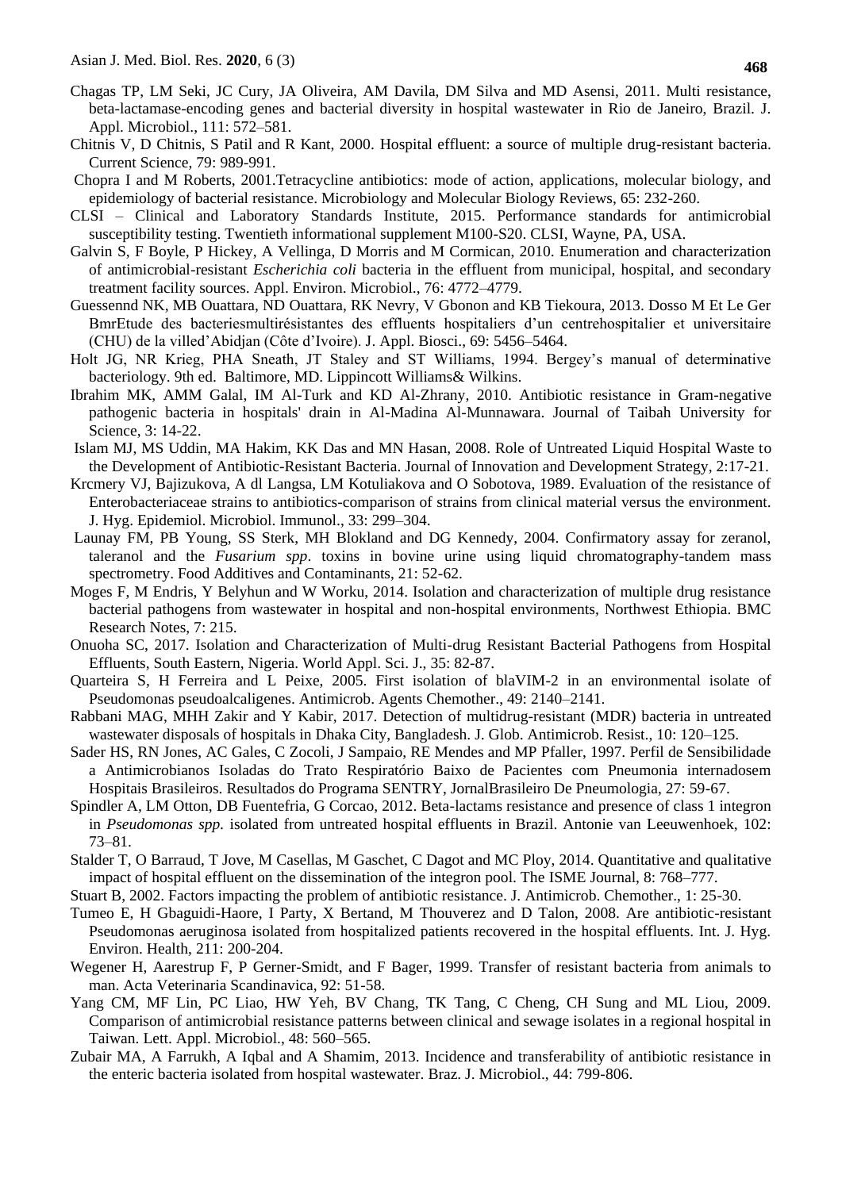Chagas TP, LM Seki, JC Cury, JA Oliveira, AM Davila, DM Silva and MD Asensi, 2011. Multi resistance, beta-lactamase-encoding genes and bacterial diversity in hospital wastewater in Rio de Janeiro, Brazil. J. Appl. Microbiol., 111: 572–581.

Chitnis V, D Chitnis, S Patil and R Kant, 2000. Hospital effluent: a source of multiple drug-resistant bacteria. Current Science, 79: 989-991.

Chopra I and M Roberts, 2001.Tetracycline antibiotics: mode of action, applications, molecular biology, and epidemiology of bacterial resistance. Microbiology and Molecular Biology Reviews, 65: 232-260.

CLSI – Clinical and Laboratory Standards Institute, 2015. Performance standards for antimicrobial susceptibility testing. Twentieth informational supplement M100-S20. CLSI, Wayne, PA, USA.

Galvin S, F Boyle, P Hickey, A Vellinga, D Morris and M Cormican, 2010. Enumeration and characterization of antimicrobial-resistant *Escherichia coli* bacteria in the effluent from municipal, hospital, and secondary treatment facility sources. Appl. Environ. Microbiol., 76: 4772–4779.

Guessennd NK, MB Ouattara, ND Ouattara, RK Nevry, V Gbonon and KB Tiekoura, 2013. Dosso M Et Le Ger BmrEtude des bacteriesmultirésistantes des effluents hospitaliers d'un centrehospitalier et universitaire (CHU) de la villed'Abidjan (Côte d'Ivoire). J. Appl. Biosci., 69: 5456–5464.

Holt JG, NR Krieg, PHA Sneath, JT Staley and ST Williams, 1994. Bergey's manual of determinative bacteriology. 9th ed. Baltimore, MD. Lippincott Williams& Wilkins.

Ibrahim MK, AMM Galal, IM Al-Turk and KD Al-Zhrany, 2010. Antibiotic resistance in Gram-negative pathogenic bacteria in hospitals' drain in Al-Madina Al-Munnawara. Journal of Taibah University for Science, 3: 14-22.

Islam MJ, MS Uddin, MA Hakim, KK Das and MN Hasan, 2008. Role of Untreated Liquid Hospital Waste to the Development of Antibiotic-Resistant Bacteria. Journal of Innovation and Development Strategy, 2:17-21.

Krcmery VJ, Bajizukova, A dl Langsa, LM Kotuliakova and O Sobotova, 1989. Evaluation of the resistance of Enterobacteriaceae strains to antibiotics-comparison of strains from clinical material versus the environment. J. Hyg. Epidemiol. Microbiol. Immunol., 33: 299–304.

Launay FM, PB Young, SS Sterk, MH Blokland and DG Kennedy, 2004. Confirmatory assay for zeranol, taleranol and the *Fusarium spp*. toxins in bovine urine using liquid chromatography-tandem mass spectrometry. Food Additives and Contaminants, 21: 52-62.

Moges F, M Endris, Y Belyhun and W Worku, 2014. Isolation and characterization of multiple drug resistance bacterial pathogens from wastewater in hospital and non-hospital environments, Northwest Ethiopia. BMC Research Notes, 7: 215.

Onuoha SC, 2017. Isolation and Characterization of Multi-drug Resistant Bacterial Pathogens from Hospital Effluents, South Eastern, Nigeria. World Appl. Sci. J., 35: 82-87.

Quarteira S, H Ferreira and L Peixe, 2005. First isolation of blaVIM-2 in an environmental isolate of Pseudomonas pseudoalcaligenes. Antimicrob. Agents Chemother., 49: 2140–2141.

Rabbani MAG, MHH Zakir and Y Kabir, 2017. Detection of multidrug-resistant (MDR) bacteria in untreated wastewater disposals of hospitals in Dhaka City, Bangladesh. J. Glob. Antimicrob. Resist., 10: 120–125.

Sader HS, RN Jones, AC Gales, C Zocoli, J Sampaio, RE Mendes and MP Pfaller, 1997. Perfil de Sensibilidade a Antimicrobianos Isoladas do Trato Respiratório Baixo de Pacientes com Pneumonia internadosem Hospitais Brasileiros. Resultados do Programa SENTRY, JornalBrasileiro De Pneumologia, 27: 59-67.

Spindler A, LM Otton, DB Fuentefria, G Corcao, 2012. Beta-lactams resistance and presence of class 1 integron in *Pseudomonas spp.* isolated from untreated hospital effluents in Brazil. Antonie van Leeuwenhoek, 102: 73–81.

Stalder T, O Barraud, T Jove, M Casellas, M Gaschet, C Dagot and MC Ploy, 2014. Quantitative and qualitative impact of hospital effluent on the dissemination of the integron pool. The ISME Journal, 8: 768–777.

Stuart B, 2002. Factors impacting the problem of antibiotic resistance. J. Antimicrob. Chemother., 1: 25-30.

Tumeo E, H Gbaguidi-Haore, I Party, X Bertand, M Thouverez and D Talon, 2008. Are antibiotic-resistant Pseudomonas aeruginosa isolated from hospitalized patients recovered in the hospital effluents. Int. J. Hyg. Environ. Health, 211: 200-204.

Wegener H, Aarestrup F, P Gerner-Smidt, and F Bager, 1999. Transfer of resistant bacteria from animals to man. Acta Veterinaria Scandinavica, 92: 51-58.

Yang CM, MF Lin, PC Liao, HW Yeh, BV Chang, TK Tang, C Cheng, CH Sung and ML Liou, 2009. Comparison of antimicrobial resistance patterns between clinical and sewage isolates in a regional hospital in Taiwan. Lett. Appl. Microbiol., 48: 560–565.

Zubair MA, A Farrukh, A Iqbal and A Shamim, 2013. Incidence and transferability of antibiotic resistance in the enteric bacteria isolated from hospital wastewater. Braz. J. Microbiol., 44: 799-806.